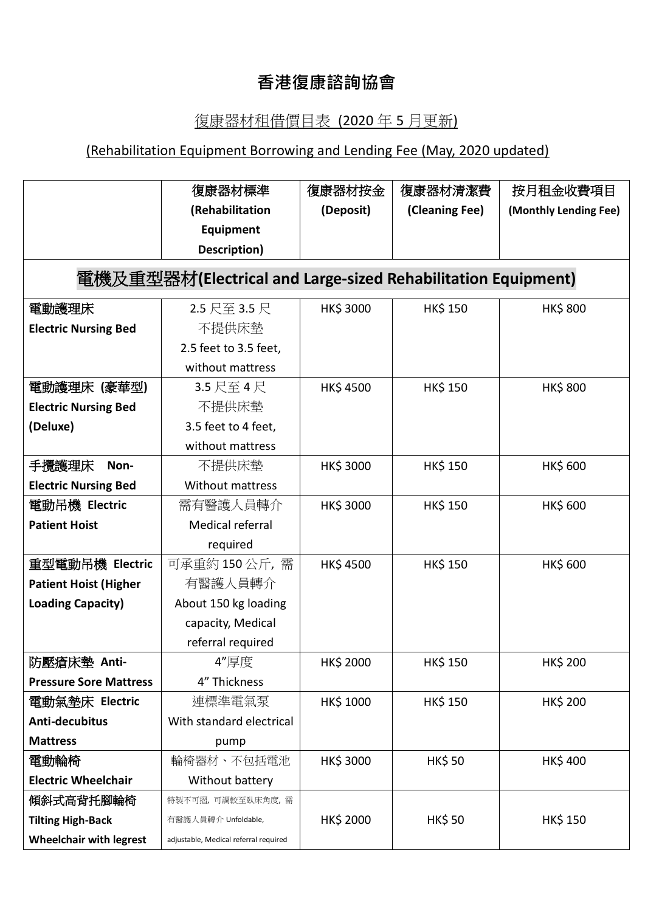# 香港復康諮詢協會

## 復康器材租借價目表 (2020 年 5 月更新)

## (Rehabilitation Equipment Borrowing and Lending Fee (May, 2020 updated)

| | 復康器材標準 (Rehabilitation Equipment Description) | 復康器材按金 (Deposit) | 復康器材清潔費 (Cleaning Fee) | 按月租金收費項目 (Monthly Lending Fee) |
|---|---|---|---|---|
| **電機及重型器材(Electrical and Large-sized Rehabilitation Equipment)** | | | | |
| **電動護理床 Electric Nursing Bed** | 2.5 尺至 3.5 尺 不提供床墊 2.5 feet to 3.5 feet, without mattress | HK$ 3000 | HK$ 150 | HK$ 800 |
| **電動護理床 (豪華型) Electric Nursing Bed (Deluxe)** | 3.5 尺至 4 尺 不提供床墊 3.5 feet to 4 feet, without mattress | HK$ 4500 | HK$ 150 | HK$ 800 |
| **手攪護理床 Non-Electric Nursing Bed** | 不提供床墊 Without mattress | HK$ 3000 | HK$ 150 | HK$ 600 |
| **電動吊機 Electric Patient Hoist** | 需有醫護人員轉介 Medical referral required | HK$ 3000 | HK$ 150 | HK$ 600 |
| **重型電動吊機 Electric Patient Hoist (Higher Loading Capacity)** | 可承重約 150 公斤，需有醫護人員轉介 About 150 kg loading capacity, Medical referral required | HK$ 4500 | HK$ 150 | HK$ 600 |
| **防壓瘡床墊 Anti-Pressure Sore Mattress** | 4"厚度 4" Thickness | HK$ 2000 | HK$ 150 | HK$ 200 |
| **電動氣墊床 Electric Anti-decubitus Mattress** | 連標準電氣泵 With standard electrical pump | HK$ 1000 | HK$ 150 | HK$ 200 |
| **電動輪椅 Electric Wheelchair** | 輪椅器材、不包括電池 Without battery | HK$ 3000 | HK$ 50 | HK$ 400 |
| **傾斜式高背托腳輪椅 Tilting High-Back Wheelchair with legrest** | 特製不可摺，可調較至臥床角度，需有醫護人員轉介 Unfoldable, adjustable, Medical referral required | HK$ 2000 | HK$ 50 | HK$ 150 |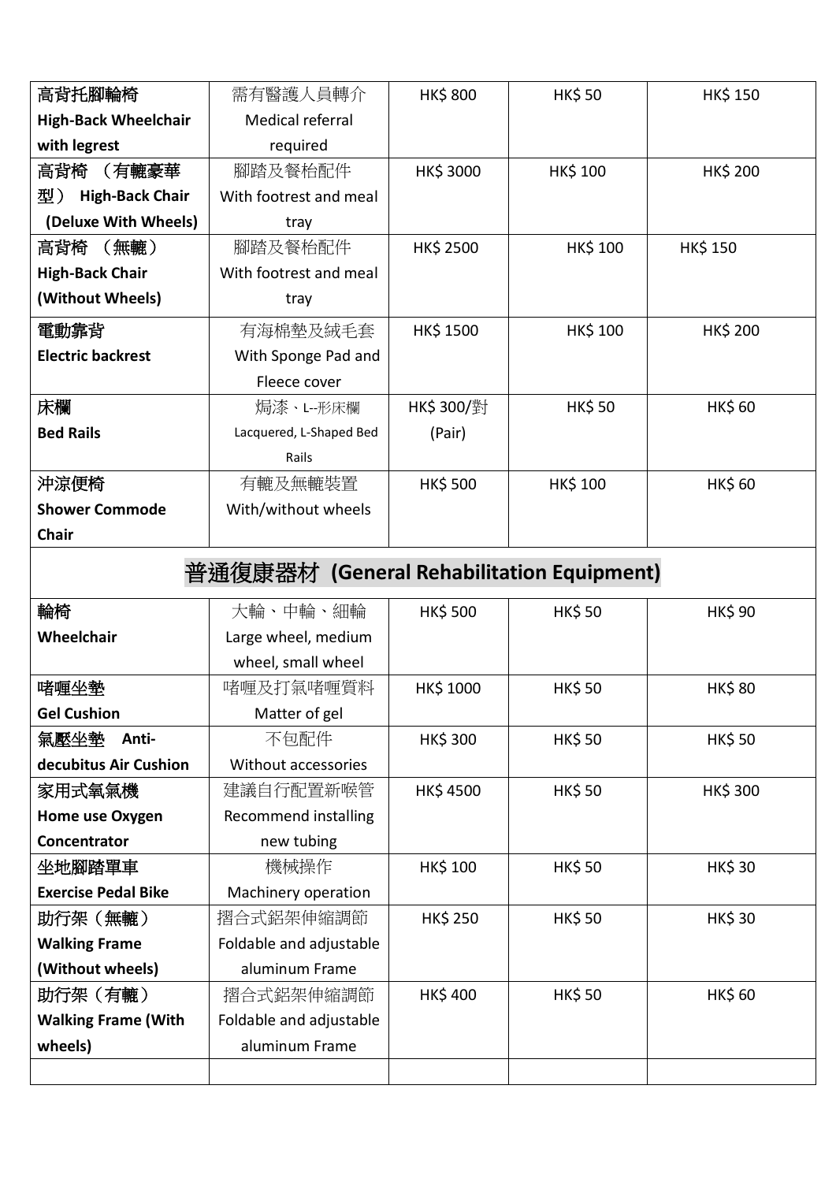| | | | | |
|---|---|---|---|---|
| **高背托腳輪椅 High-Back Wheelchair with legrest** | 需有醫護人員轉介 Medical referral required | HK$ 800 | HK$ 50 | HK$ 150 |
| **高背椅 （有轆豪華型） High-Back Chair (Deluxe With Wheels)** | 腳踏及餐枱配件 With footrest and meal tray | HK$ 3000 | HK$ 100 | HK$ 200 |
| **高背椅 （無轆） High-Back Chair (Without Wheels)** | 腳踏及餐枱配件 With footrest and meal tray | HK$ 2500 | HK$ 100 | HK$ 150 |
| **電動靠背 Electric backrest** | 有海棉墊及絨毛套 With Sponge Pad and Fleece cover | HK$ 1500 | HK$ 100 | HK$ 200 |
| **床欄 Bed Rails** | 焗漆、L--形床欄 Lacquered, L-Shaped Bed Rails | HK$ 300/對 (Pair) | HK$ 50 | HK$ 60 |
| **沖涼便椅 Shower Commode Chair** | 有轆及無轆裝置 With/without wheels | HK$ 500 | HK$ 100 | HK$ 60 |
| **普通復康器材 (General Rehabilitation Equipment)** | | | | |
| **輪椅 Wheelchair** | 大輪、中輪、細輪 Large wheel, medium wheel, small wheel | HK$ 500 | HK$ 50 | HK$ 90 |
| **啫喱坐墊 Gel Cushion** | 啫喱及打氣啫喱質料 Matter of gel | HK$ 1000 | HK$ 50 | HK$ 80 |
| **氣壓坐墊 Anti-decubitus Air Cushion** | 不包配件 Without accessories | HK$ 300 | HK$ 50 | HK$ 50 |
| **家用式氧氣機 Home use Oxygen Concentrator** | 建議自行配置新喉管 Recommend installing new tubing | HK$ 4500 | HK$ 50 | HK$ 300 |
| **坐地腳踏單車 Exercise Pedal Bike** | 機械操作 Machinery operation | HK$ 100 | HK$ 50 | HK$ 30 |
| **助行架（無轆） Walking Frame (Without wheels)** | 摺合式鋁架伸縮調節 Foldable and adjustable aluminum Frame | HK$ 250 | HK$ 50 | HK$ 30 |
| **助行架（有轆） Walking Frame (With wheels)** | 摺合式鋁架伸縮調節 Foldable and adjustable aluminum Frame | HK$ 400 | HK$ 50 | HK$ 60 |
| | | | | |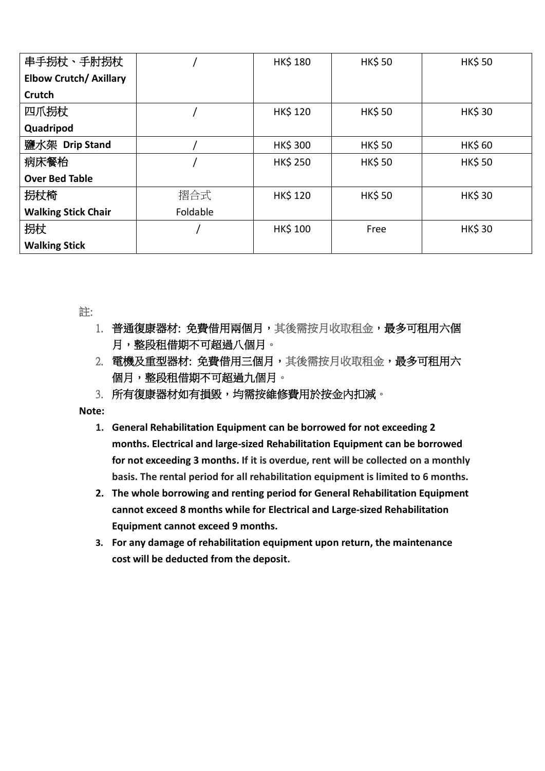| | | | | |
|---|---|---|---|---|
| 串手拐杖、手肘拐杖<br>**Elbow Crutch/ Axillary Crutch** | / | HK$ 180 | HK$ 50 | HK$ 50 |
| 四爪拐杖<br>**Quadripod** | / | HK$ 120 | HK$ 50 | HK$ 30 |
| 鹽水架 **Drip Stand** | / | HK$ 300 | HK$ 50 | HK$ 60 |
| 病床餐枱<br>**Over Bed Table** | / | HK$ 250 | HK$ 50 | HK$ 50 |
| 拐杖椅<br>**Walking Stick Chair** | 摺合式<br>Foldable | HK$ 120 | HK$ 50 | HK$ 30 |
| 拐杖<br>**Walking Stick** | / | HK$ 100 | Free | HK$ 30 |

註:

1. **普通復康器材: 免費借用兩個月，**其後需按月收取租金**，最多可租用六個月，整段租借期不可超過八個月。**
2. **電機及重型器材: 免費借用三個月，**其後需按月收取租金**，最多可租用六個月，整段租借期不可超過九個月。**
3. **所有復康器材如有損毀，均需按維修費用於按金內扣減。**

**Note:**

1. **General Rehabilitation Equipment can be borrowed for not exceeding 2 months. Electrical and large-sized Rehabilitation Equipment can be borrowed for not exceeding 3 months. If it is overdue, rent will be collected on a monthly basis. The rental period for all rehabilitation equipment is limited to 6 months.**
2. **The whole borrowing and renting period for General Rehabilitation Equipment cannot exceed 8 months while for Electrical and Large-sized Rehabilitation Equipment cannot exceed 9 months.**
3. **For any damage of rehabilitation equipment upon return, the maintenance cost will be deducted from the deposit.**